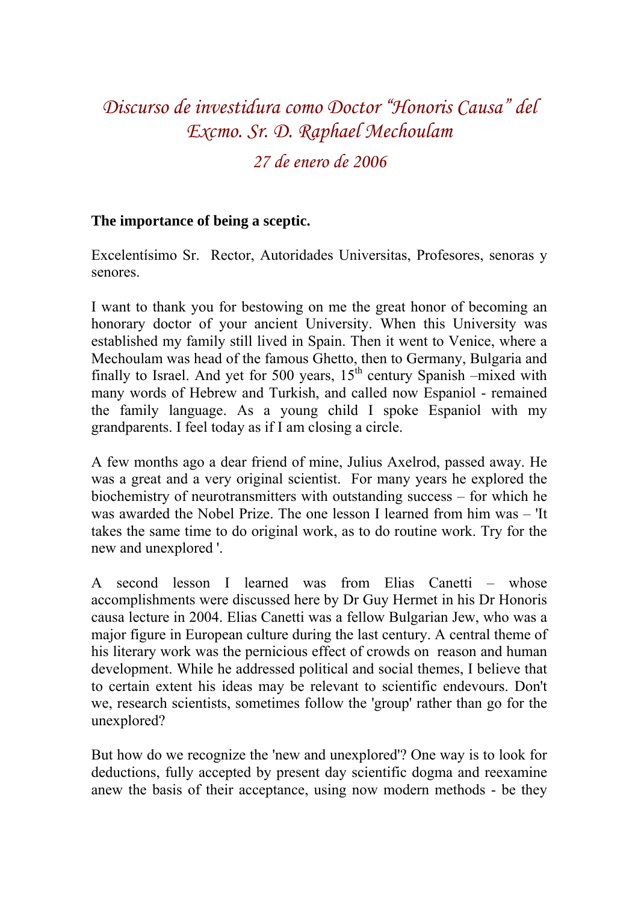# *Discurso de investidura como Doctor "Honoris Causa" del Excmo. Sr. D. Raphael Mechoulam*

*27 de enero de 2006*

**The importance of being a sceptic.**

Excelentísimo Sr. Rector, Autoridades Universitas, Profesores, senoras y senores.

I want to thank you for bestowing on me the great honor of becoming an honorary doctor of your ancient University. When this University was established my family still lived in Spain. Then it went to Venice, where a Mechoulam was head of the famous Ghetto, then to Germany, Bulgaria and finally to Israel. And yet for 500 years, 15th century Spanish –mixed with many words of Hebrew and Turkish, and called now Espaniol - remained the family language. As a young child I spoke Espaniol with my grandparents. I feel today as if I am closing a circle.

A few months ago a dear friend of mine, Julius Axelrod, passed away. He was a great and a very original scientist. For many years he explored the biochemistry of neurotransmitters with outstanding success – for which he was awarded the Nobel Prize. The one lesson I learned from him was – 'It takes the same time to do original work, as to do routine work. Try for the new and unexplored '.

A second lesson I learned was from Elias Canetti – whose accomplishments were discussed here by Dr Guy Hermet in his Dr Honoris causa lecture in 2004. Elias Canetti was a fellow Bulgarian Jew, who was a major figure in European culture during the last century. A central theme of his literary work was the pernicious effect of crowds on reason and human development. While he addressed political and social themes, I believe that to certain extent his ideas may be relevant to scientific endevours. Don't we, research scientists, sometimes follow the 'group' rather than go for the unexplored?

But how do we recognize the 'new and unexplored'? One way is to look for deductions, fully accepted by present day scientific dogma and reexamine anew the basis of their acceptance, using now modern methods - be they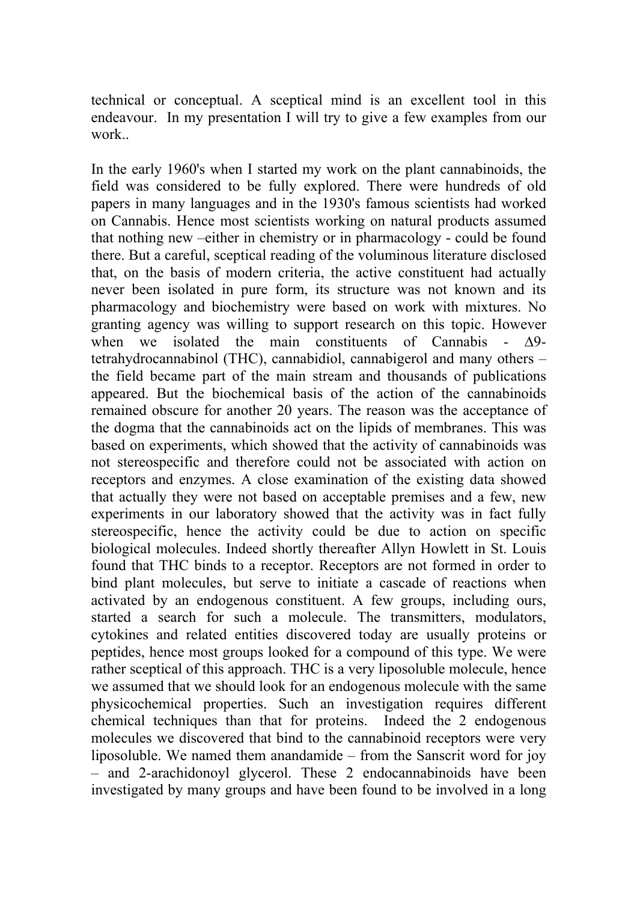technical or conceptual. A sceptical mind is an excellent tool in this endeavour. In my presentation I will try to give a few examples from our work..

In the early 1960's when I started my work on the plant cannabinoids, the field was considered to be fully explored. There were hundreds of old papers in many languages and in the 1930's famous scientists had worked on Cannabis. Hence most scientists working on natural products assumed that nothing new –either in chemistry or in pharmacology - could be found there. But a careful, sceptical reading of the voluminous literature disclosed that, on the basis of modern criteria, the active constituent had actually never been isolated in pure form, its structure was not known and its pharmacology and biochemistry were based on work with mixtures. No granting agency was willing to support research on this topic. However when we isolated the main constituents of Cannabis - Δ9-tetrahydrocannabinol (THC), cannabidiol, cannabigerol and many others – the field became part of the main stream and thousands of publications appeared. But the biochemical basis of the action of the cannabinoids remained obscure for another 20 years. The reason was the acceptance of the dogma that the cannabinoids act on the lipids of membranes. This was based on experiments, which showed that the activity of cannabinoids was not stereospecific and therefore could not be associated with action on receptors and enzymes. A close examination of the existing data showed that actually they were not based on acceptable premises and a few, new experiments in our laboratory showed that the activity was in fact fully stereospecific, hence the activity could be due to action on specific biological molecules. Indeed shortly thereafter Allyn Howlett in St. Louis found that THC binds to a receptor. Receptors are not formed in order to bind plant molecules, but serve to initiate a cascade of reactions when activated by an endogenous constituent. A few groups, including ours, started a search for such a molecule. The transmitters, modulators, cytokines and related entities discovered today are usually proteins or peptides, hence most groups looked for a compound of this type. We were rather sceptical of this approach. THC is a very liposoluble molecule, hence we assumed that we should look for an endogenous molecule with the same physicochemical properties. Such an investigation requires different chemical techniques than that for proteins. Indeed the 2 endogenous molecules we discovered that bind to the cannabinoid receptors were very liposoluble. We named them anandamide – from the Sanscrit word for joy – and 2-arachidonoyl glycerol. These 2 endocannabinoids have been investigated by many groups and have been found to be involved in a long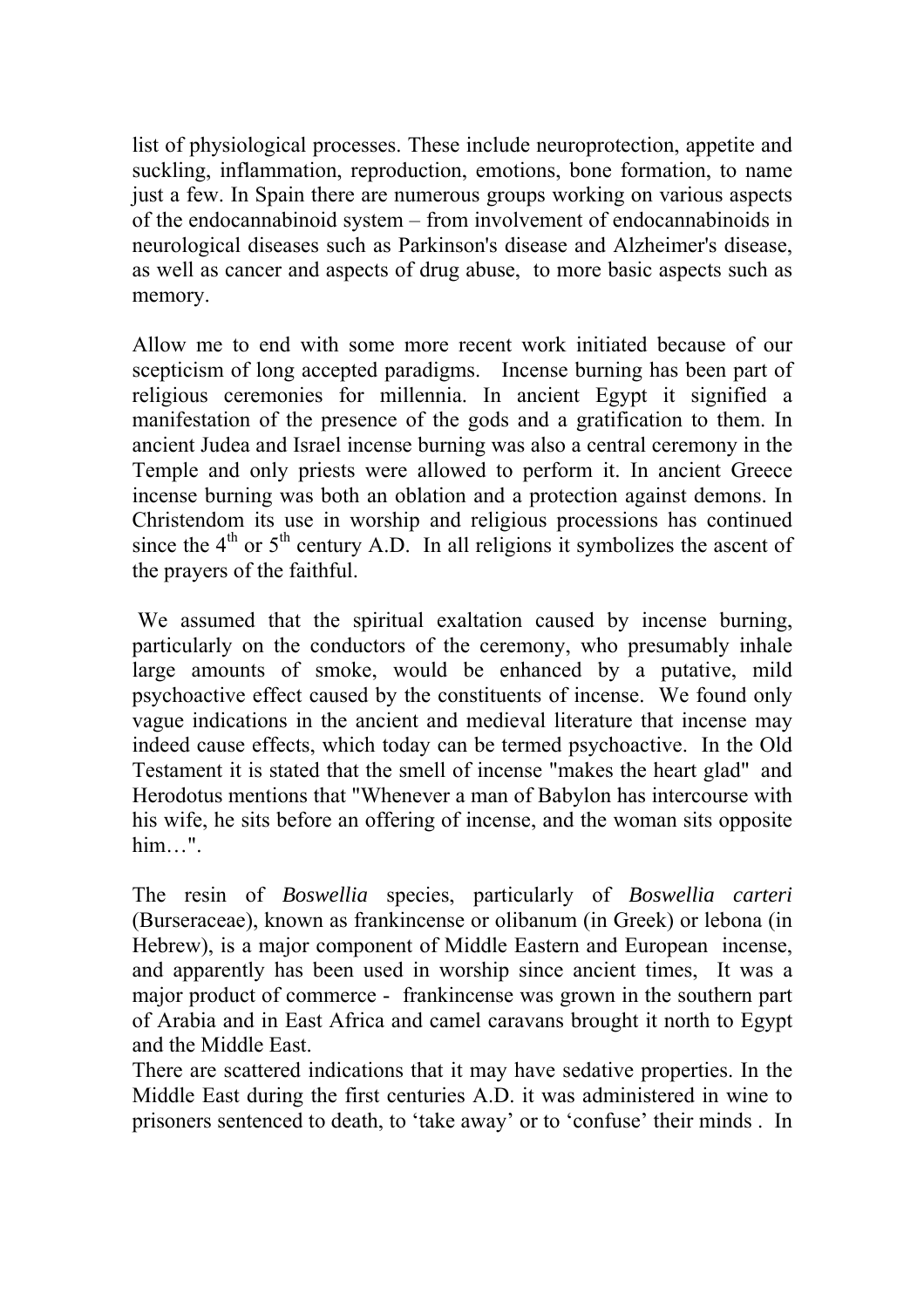list of physiological processes. These include neuroprotection, appetite and suckling, inflammation, reproduction, emotions, bone formation, to name just a few. In Spain there are numerous groups working on various aspects of the endocannabinoid system – from involvement of endocannabinoids in neurological diseases such as Parkinson's disease and Alzheimer's disease, as well as cancer and aspects of drug abuse, to more basic aspects such as memory.

Allow me to end with some more recent work initiated because of our scepticism of long accepted paradigms. Incense burning has been part of religious ceremonies for millennia. In ancient Egypt it signified a manifestation of the presence of the gods and a gratification to them. In ancient Judea and Israel incense burning was also a central ceremony in the Temple and only priests were allowed to perform it. In ancient Greece incense burning was both an oblation and a protection against demons. In Christendom its use in worship and religious processions has continued since the 4th or 5th century A.D. In all religions it symbolizes the ascent of the prayers of the faithful.

We assumed that the spiritual exaltation caused by incense burning, particularly on the conductors of the ceremony, who presumably inhale large amounts of smoke, would be enhanced by a putative, mild psychoactive effect caused by the constituents of incense. We found only vague indications in the ancient and medieval literature that incense may indeed cause effects, which today can be termed psychoactive. In the Old Testament it is stated that the smell of incense "makes the heart glad" and Herodotus mentions that "Whenever a man of Babylon has intercourse with his wife, he sits before an offering of incense, and the woman sits opposite him…".

The resin of *Boswellia* species, particularly of *Boswellia carteri* (Burseraceae), known as frankincense or olibanum (in Greek) or lebona (in Hebrew), is a major component of Middle Eastern and European incense, and apparently has been used in worship since ancient times, It was a major product of commerce - frankincense was grown in the southern part of Arabia and in East Africa and camel caravans brought it north to Egypt and the Middle East.

There are scattered indications that it may have sedative properties. In the Middle East during the first centuries A.D. it was administered in wine to prisoners sentenced to death, to 'take away' or to 'confuse' their minds . In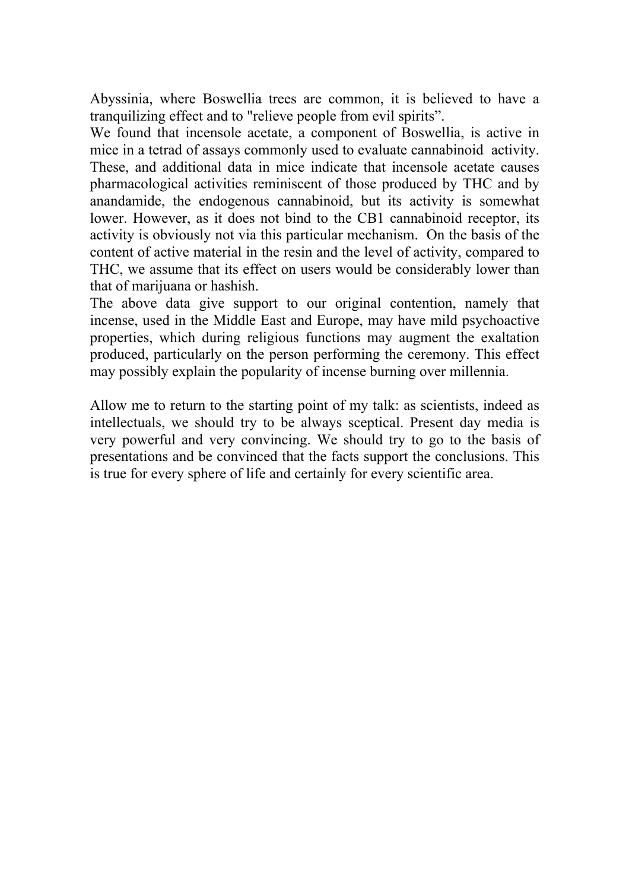Abyssinia, where Boswellia trees are common, it is believed to have a tranquilizing effect and to "relieve people from evil spirits".

We found that incensole acetate, a component of Boswellia, is active in mice in a tetrad of assays commonly used to evaluate cannabinoid activity. These, and additional data in mice indicate that incensole acetate causes pharmacological activities reminiscent of those produced by THC and by anandamide, the endogenous cannabinoid, but its activity is somewhat lower. However, as it does not bind to the CB1 cannabinoid receptor, its activity is obviously not via this particular mechanism. On the basis of the content of active material in the resin and the level of activity, compared to THC, we assume that its effect on users would be considerably lower than that of marijuana or hashish.

The above data give support to our original contention, namely that incense, used in the Middle East and Europe, may have mild psychoactive properties, which during religious functions may augment the exaltation produced, particularly on the person performing the ceremony. This effect may possibly explain the popularity of incense burning over millennia.

Allow me to return to the starting point of my talk: as scientists, indeed as intellectuals, we should try to be always sceptical. Present day media is very powerful and very convincing. We should try to go to the basis of presentations and be convinced that the facts support the conclusions. This is true for every sphere of life and certainly for every scientific area.